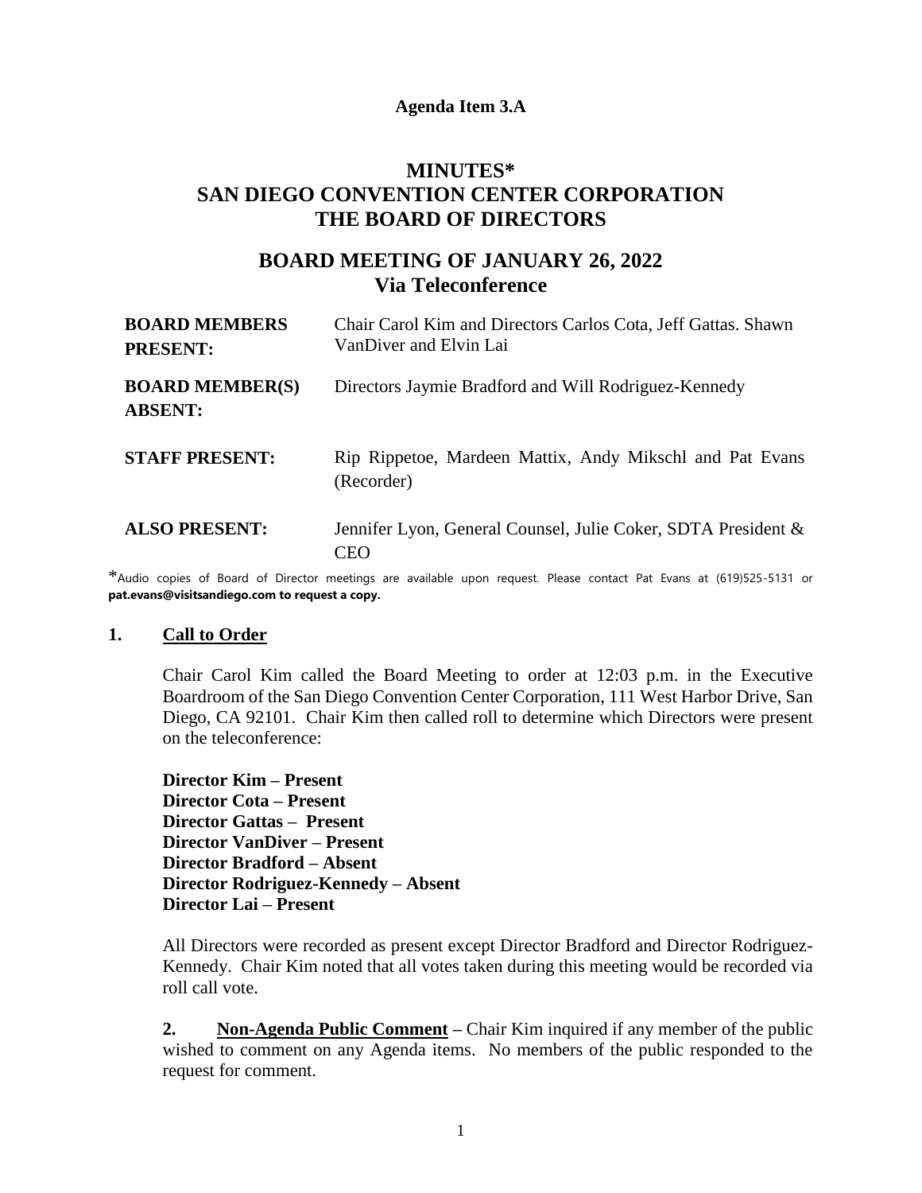**Agenda Item 3.A**

# MINUTES*
# SAN DIEGO CONVENTION CENTER CORPORATION
# THE BOARD OF DIRECTORS

## BOARD MEETING OF JANUARY 26, 2022
## Via Teleconference

| | |
|---|---|
| **BOARD MEMBERS PRESENT:** | Chair Carol Kim and Directors Carlos Cota, Jeff Gattas. Shawn VanDiver and Elvin Lai |
| **BOARD MEMBER(S) ABSENT:** | Directors Jaymie Bradford and Will Rodriguez-Kennedy |
| **STAFF PRESENT:** | Rip Rippetoe, Mardeen Mattix, Andy Mikschl and Pat Evans (Recorder) |
| **ALSO PRESENT:** | Jennifer Lyon, General Counsel, Julie Coker, SDTA President & CEO |

*Audio copies of Board of Director meetings are available upon request. Please contact Pat Evans at (619)525-5131 or **pat.evans@visitsandiego.com to request a copy.**

**1. <u>Call to Order</u>**

Chair Carol Kim called the Board Meeting to order at 12:03 p.m. in the Executive Boardroom of the San Diego Convention Center Corporation, 111 West Harbor Drive, San Diego, CA 92101. Chair Kim then called roll to determine which Directors were present on the teleconference:

**Director Kim – Present**
**Director Cota – Present**
**Director Gattas – Present**
**Director VanDiver – Present**
**Director Bradford – Absent**
**Director Rodriguez-Kennedy – Absent**
**Director Lai – Present**

All Directors were recorded as present except Director Bradford and Director Rodriguez-Kennedy. Chair Kim noted that all votes taken during this meeting would be recorded via roll call vote.

**2. <u>Non-Agenda Public Comment</u> –** Chair Kim inquired if any member of the public wished to comment on any Agenda items. No members of the public responded to the request for comment.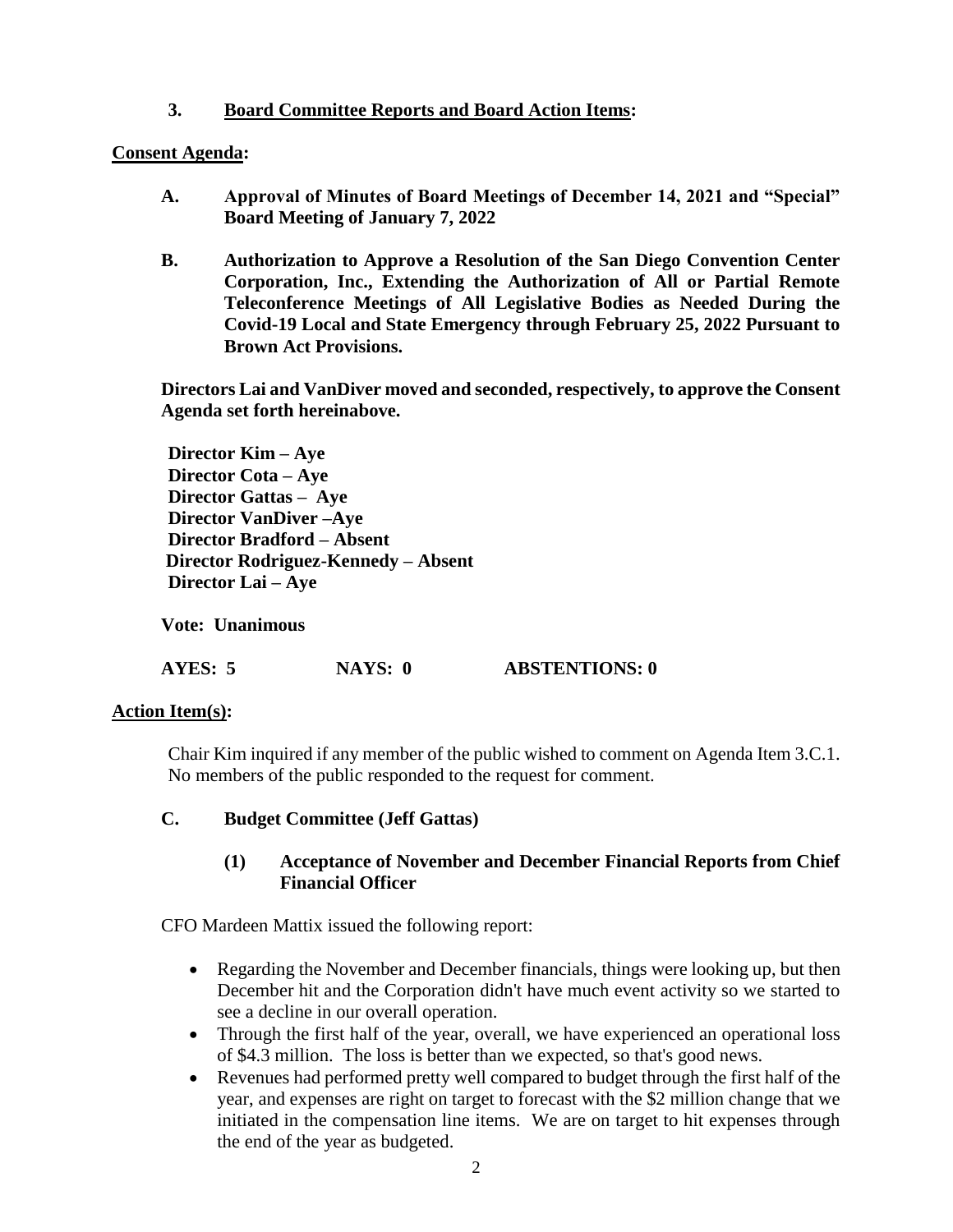### 3. **Board Committee Reports and Board Action Items:**

**Consent Agenda:**

**A. Approval of Minutes of Board Meetings of December 14, 2021 and "Special" Board Meeting of January 7, 2022**

**B. Authorization to Approve a Resolution of the San Diego Convention Center Corporation, Inc., Extending the Authorization of All or Partial Remote Teleconference Meetings of All Legislative Bodies as Needed During the Covid-19 Local and State Emergency through February 25, 2022 Pursuant to Brown Act Provisions.**

**Directors Lai and VanDiver moved and seconded, respectively, to approve the Consent Agenda set forth hereinabove.**

**Director Kim – Aye**
**Director Cota – Aye**
**Director Gattas – Aye**
**Director VanDiver –Aye**
**Director Bradford – Absent**
**Director Rodriguez-Kennedy – Absent**
**Director Lai – Aye**

**Vote: Unanimous**

**AYES: 5 NAYS: 0 ABSTENTIONS: 0**

**Action Item(s):**

Chair Kim inquired if any member of the public wished to comment on Agenda Item 3.C.1. No members of the public responded to the request for comment.

**C. Budget Committee (Jeff Gattas)**

**(1) Acceptance of November and December Financial Reports from Chief Financial Officer**

CFO Mardeen Mattix issued the following report:

- Regarding the November and December financials, things were looking up, but then December hit and the Corporation didn't have much event activity so we started to see a decline in our overall operation.
- Through the first half of the year, overall, we have experienced an operational loss of $4.3 million. The loss is better than we expected, so that's good news.
- Revenues had performed pretty well compared to budget through the first half of the year, and expenses are right on target to forecast with the $2 million change that we initiated in the compensation line items. We are on target to hit expenses through the end of the year as budgeted.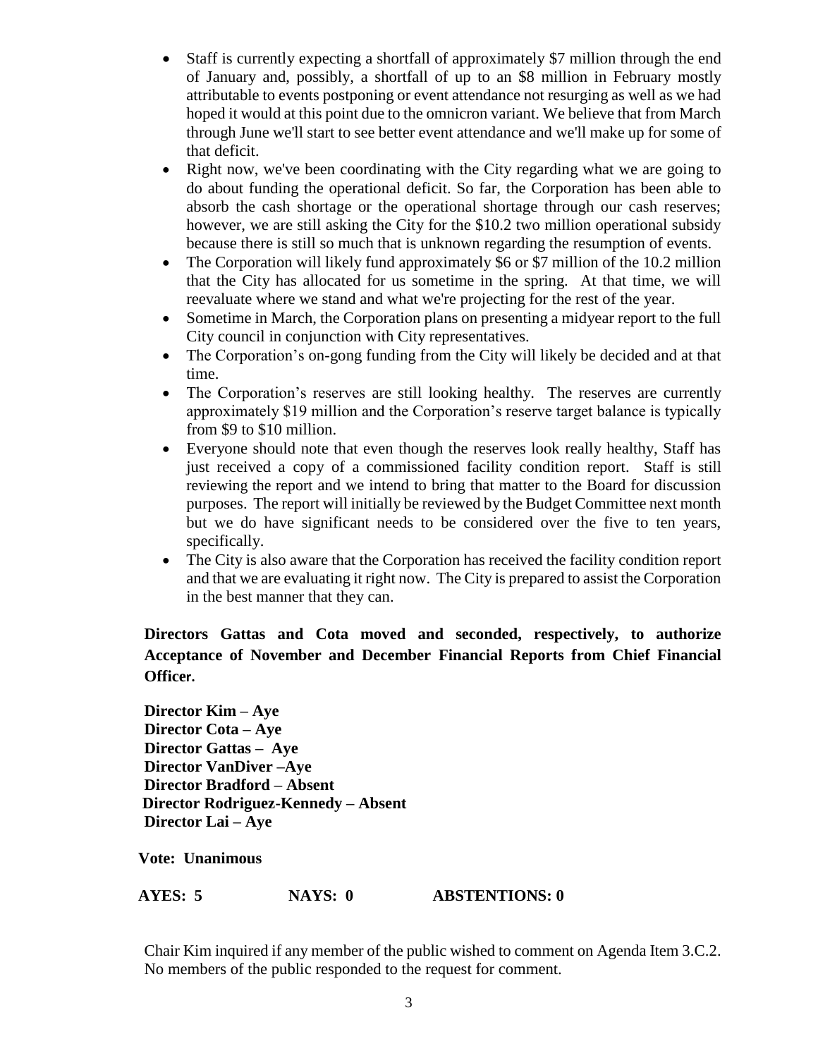- Staff is currently expecting a shortfall of approximately $7 million through the end of January and, possibly, a shortfall of up to an $8 million in February mostly attributable to events postponing or event attendance not resurging as well as we had hoped it would at this point due to the omnicron variant. We believe that from March through June we'll start to see better event attendance and we'll make up for some of that deficit.
- Right now, we've been coordinating with the City regarding what we are going to do about funding the operational deficit. So far, the Corporation has been able to absorb the cash shortage or the operational shortage through our cash reserves; however, we are still asking the City for the $10.2 two million operational subsidy because there is still so much that is unknown regarding the resumption of events.
- The Corporation will likely fund approximately $6 or $7 million of the 10.2 million that the City has allocated for us sometime in the spring. At that time, we will reevaluate where we stand and what we're projecting for the rest of the year.
- Sometime in March, the Corporation plans on presenting a midyear report to the full City council in conjunction with City representatives.
- The Corporation's on-gong funding from the City will likely be decided and at that time.
- The Corporation's reserves are still looking healthy. The reserves are currently approximately $19 million and the Corporation's reserve target balance is typically from $9 to $10 million.
- Everyone should note that even though the reserves look really healthy, Staff has just received a copy of a commissioned facility condition report. Staff is still reviewing the report and we intend to bring that matter to the Board for discussion purposes. The report will initially be reviewed by the Budget Committee next month but we do have significant needs to be considered over the five to ten years, specifically.
- The City is also aware that the Corporation has received the facility condition report and that we are evaluating it right now. The City is prepared to assist the Corporation in the best manner that they can.

**Directors Gattas and Cota moved and seconded, respectively, to authorize Acceptance of November and December Financial Reports from Chief Financial Officer.**

**Director Kim – Aye**
**Director Cota – Aye**
**Director Gattas – Aye**
**Director VanDiver –Aye**
**Director Bradford – Absent**
**Director Rodriguez-Kennedy – Absent**
**Director Lai – Aye**

**Vote: Unanimous**

**AYES: 5 NAYS: 0 ABSTENTIONS: 0**

Chair Kim inquired if any member of the public wished to comment on Agenda Item 3.C.2. No members of the public responded to the request for comment.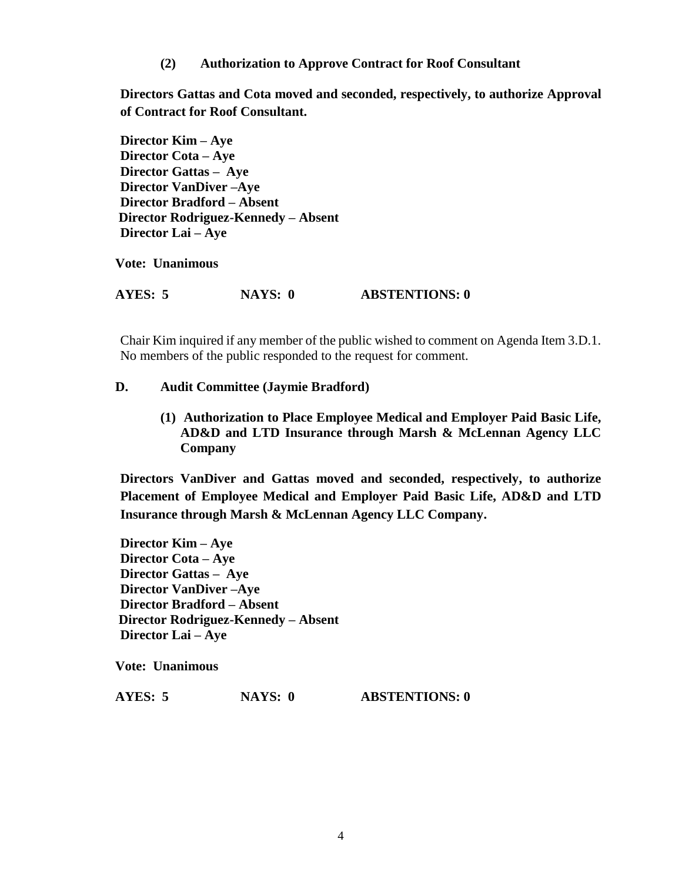**(2) Authorization to Approve Contract for Roof Consultant**

**Directors Gattas and Cota moved and seconded, respectively, to authorize Approval of Contract for Roof Consultant.**

**Director Kim – Aye**
**Director Cota – Aye**
**Director Gattas – Aye**
**Director VanDiver –Aye**
**Director Bradford – Absent**
**Director Rodriguez-Kennedy – Absent**
**Director Lai – Aye**

**Vote: Unanimous**

**AYES: 5 NAYS: 0 ABSTENTIONS: 0**

Chair Kim inquired if any member of the public wished to comment on Agenda Item 3.D.1. No members of the public responded to the request for comment.

**D. Audit Committee (Jaymie Bradford)**

**(1) Authorization to Place Employee Medical and Employer Paid Basic Life, AD&D and LTD Insurance through Marsh & McLennan Agency LLC Company**

**Directors VanDiver and Gattas moved and seconded, respectively, to authorize Placement of Employee Medical and Employer Paid Basic Life, AD&D and LTD Insurance through Marsh & McLennan Agency LLC Company.**

**Director Kim – Aye**
**Director Cota – Aye**
**Director Gattas – Aye**
**Director VanDiver –Aye**
**Director Bradford – Absent**
**Director Rodriguez-Kennedy – Absent**
**Director Lai – Aye**

**Vote: Unanimous**

**AYES: 5 NAYS: 0 ABSTENTIONS: 0**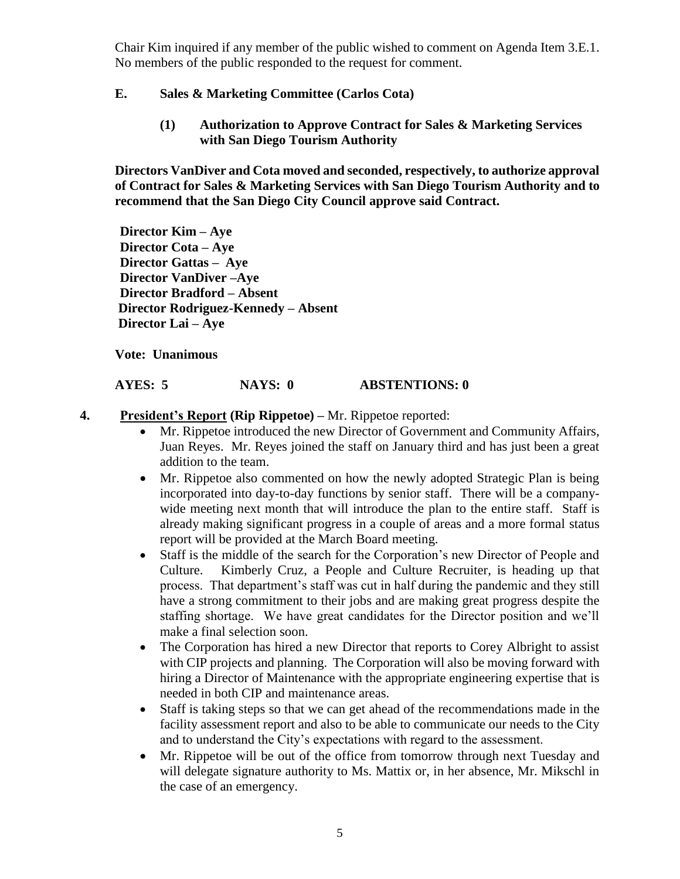Chair Kim inquired if any member of the public wished to comment on Agenda Item 3.E.1. No members of the public responded to the request for comment.

**E. Sales & Marketing Committee (Carlos Cota)**

**(1) Authorization to Approve Contract for Sales & Marketing Services with San Diego Tourism Authority**

**Directors VanDiver and Cota moved and seconded, respectively, to authorize approval of Contract for Sales & Marketing Services with San Diego Tourism Authority and to recommend that the San Diego City Council approve said Contract.**

**Director Kim – Aye**
**Director Cota – Aye**
**Director Gattas – Aye**
**Director VanDiver –Aye**
**Director Bradford – Absent**
**Director Rodriguez-Kennedy – Absent**
**Director Lai – Aye**

**Vote: Unanimous**

**AYES: 5 NAYS: 0 ABSTENTIONS: 0**

**4. <u>President's Report</u> (Rip Rippetoe) –** Mr. Rippetoe reported:

- Mr. Rippetoe introduced the new Director of Government and Community Affairs, Juan Reyes. Mr. Reyes joined the staff on January third and has just been a great addition to the team.
- Mr. Rippetoe also commented on how the newly adopted Strategic Plan is being incorporated into day-to-day functions by senior staff. There will be a company-wide meeting next month that will introduce the plan to the entire staff. Staff is already making significant progress in a couple of areas and a more formal status report will be provided at the March Board meeting.
- Staff is the middle of the search for the Corporation's new Director of People and Culture. Kimberly Cruz, a People and Culture Recruiter, is heading up that process. That department's staff was cut in half during the pandemic and they still have a strong commitment to their jobs and are making great progress despite the staffing shortage. We have great candidates for the Director position and we'll make a final selection soon.
- The Corporation has hired a new Director that reports to Corey Albright to assist with CIP projects and planning. The Corporation will also be moving forward with hiring a Director of Maintenance with the appropriate engineering expertise that is needed in both CIP and maintenance areas.
- Staff is taking steps so that we can get ahead of the recommendations made in the facility assessment report and also to be able to communicate our needs to the City and to understand the City's expectations with regard to the assessment.
- Mr. Rippetoe will be out of the office from tomorrow through next Tuesday and will delegate signature authority to Ms. Mattix or, in her absence, Mr. Mikschl in the case of an emergency.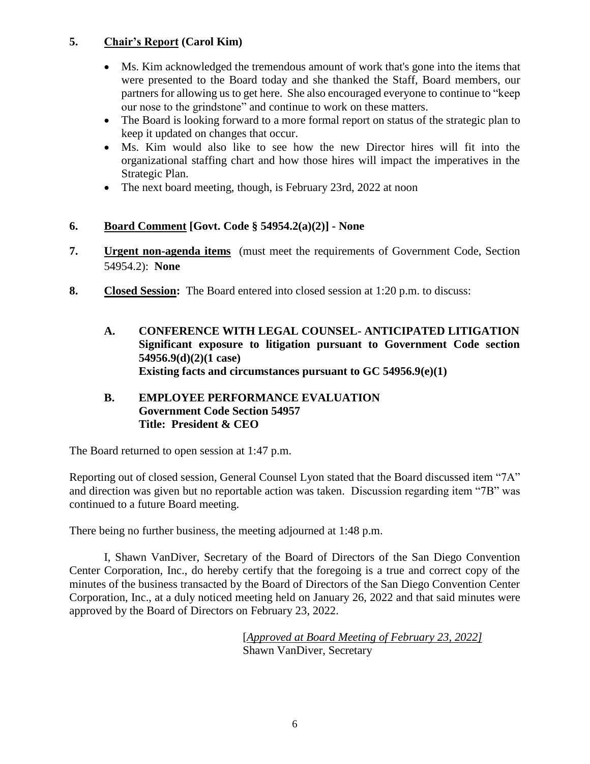**5. Chair's Report (Carol Kim)**

- Ms. Kim acknowledged the tremendous amount of work that's gone into the items that were presented to the Board today and she thanked the Staff, Board members, our partners for allowing us to get here. She also encouraged everyone to continue to "keep our nose to the grindstone" and continue to work on these matters.
- The Board is looking forward to a more formal report on status of the strategic plan to keep it updated on changes that occur.
- Ms. Kim would also like to see how the new Director hires will fit into the organizational staffing chart and how those hires will impact the imperatives in the Strategic Plan.
- The next board meeting, though, is February 23rd, 2022 at noon

**6. Board Comment [Govt. Code § 54954.2(a)(2)] - None**

**7. Urgent non-agenda items** (must meet the requirements of Government Code, Section 54954.2): **None**

**8. Closed Session:** The Board entered into closed session at 1:20 p.m. to discuss:

**A. CONFERENCE WITH LEGAL COUNSEL- ANTICIPATED LITIGATION Significant exposure to litigation pursuant to Government Code section 54956.9(d)(2)(1 case) Existing facts and circumstances pursuant to GC 54956.9(e)(1)**

**B. EMPLOYEE PERFORMANCE EVALUATION Government Code Section 54957 Title: President & CEO**

The Board returned to open session at 1:47 p.m.

Reporting out of closed session, General Counsel Lyon stated that the Board discussed item "7A" and direction was given but no reportable action was taken. Discussion regarding item "7B" was continued to a future Board meeting.

There being no further business, the meeting adjourned at 1:48 p.m.

I, Shawn VanDiver, Secretary of the Board of Directors of the San Diego Convention Center Corporation, Inc., do hereby certify that the foregoing is a true and correct copy of the minutes of the business transacted by the Board of Directors of the San Diego Convention Center Corporation, Inc., at a duly noticed meeting held on January 26, 2022 and that said minutes were approved by the Board of Directors on February 23, 2022.

[*Approved at Board Meeting of February 23, 2022]*
Shawn VanDiver, Secretary